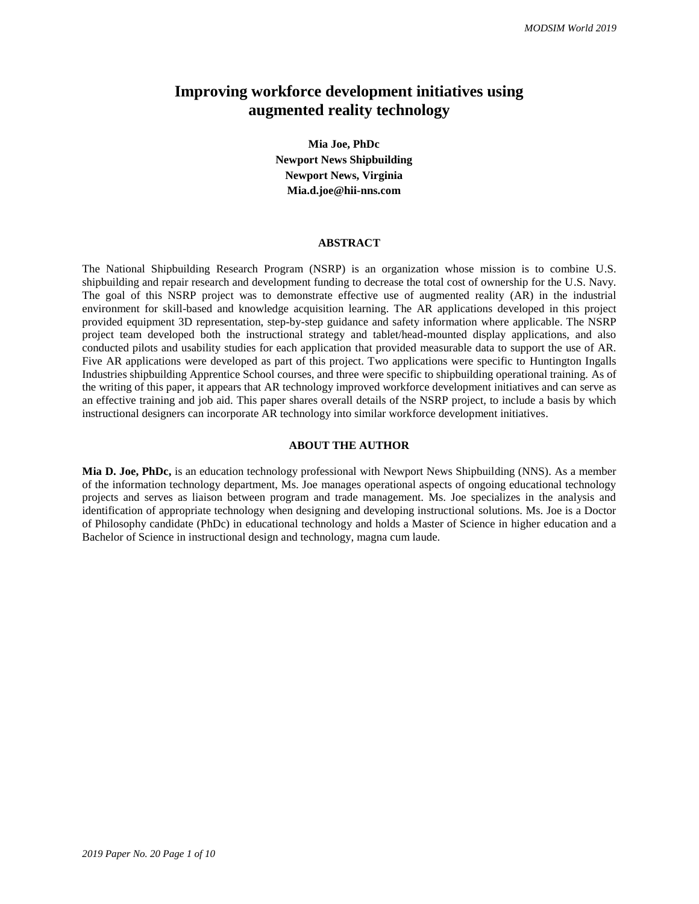# Improving workforce development initiatives using augmented reality technology

**Mia Joe, PhDc**
**Newport News Shipbuilding**
**Newport News, Virginia**
**Mia.d.joe@hii-nns.com**

## ABSTRACT

The National Shipbuilding Research Program (NSRP) is an organization whose mission is to combine U.S. shipbuilding and repair research and development funding to decrease the total cost of ownership for the U.S. Navy. The goal of this NSRP project was to demonstrate effective use of augmented reality (AR) in the industrial environment for skill-based and knowledge acquisition learning. The AR applications developed in this project provided equipment 3D representation, step-by-step guidance and safety information where applicable. The NSRP project team developed both the instructional strategy and tablet/head-mounted display applications, and also conducted pilots and usability studies for each application that provided measurable data to support the use of AR. Five AR applications were developed as part of this project. Two applications were specific to Huntington Ingalls Industries shipbuilding Apprentice School courses, and three were specific to shipbuilding operational training. As of the writing of this paper, it appears that AR technology improved workforce development initiatives and can serve as an effective training and job aid. This paper shares overall details of the NSRP project, to include a basis by which instructional designers can incorporate AR technology into similar workforce development initiatives.

## ABOUT THE AUTHOR

**Mia D. Joe, PhDc,** is an education technology professional with Newport News Shipbuilding (NNS). As a member of the information technology department, Ms. Joe manages operational aspects of ongoing educational technology projects and serves as liaison between program and trade management. Ms. Joe specializes in the analysis and identification of appropriate technology when designing and developing instructional solutions. Ms. Joe is a Doctor of Philosophy candidate (PhDc) in educational technology and holds a Master of Science in higher education and a Bachelor of Science in instructional design and technology, magna cum laude.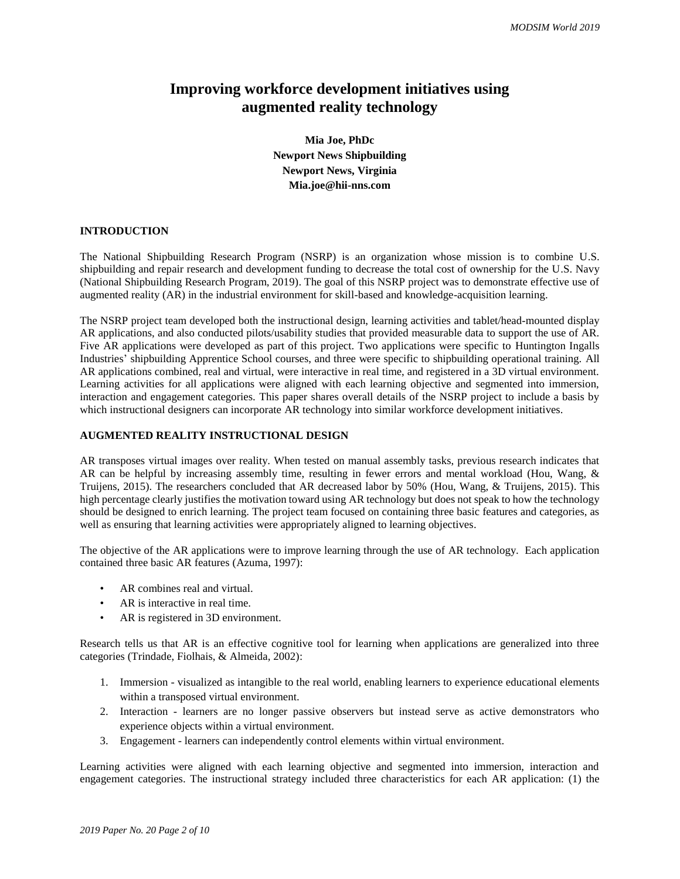# Improving workforce development initiatives using augmented reality technology

**Mia Joe, PhDc**
**Newport News Shipbuilding**
**Newport News, Virginia**
**Mia.joe@hii-nns.com**

## INTRODUCTION

The National Shipbuilding Research Program (NSRP) is an organization whose mission is to combine U.S. shipbuilding and repair research and development funding to decrease the total cost of ownership for the U.S. Navy (National Shipbuilding Research Program, 2019). The goal of this NSRP project was to demonstrate effective use of augmented reality (AR) in the industrial environment for skill-based and knowledge-acquisition learning.

The NSRP project team developed both the instructional design, learning activities and tablet/head-mounted display AR applications, and also conducted pilots/usability studies that provided measurable data to support the use of AR. Five AR applications were developed as part of this project. Two applications were specific to Huntington Ingalls Industries' shipbuilding Apprentice School courses, and three were specific to shipbuilding operational training. All AR applications combined, real and virtual, were interactive in real time, and registered in a 3D virtual environment. Learning activities for all applications were aligned with each learning objective and segmented into immersion, interaction and engagement categories. This paper shares overall details of the NSRP project to include a basis by which instructional designers can incorporate AR technology into similar workforce development initiatives.

## AUGMENTED REALITY INSTRUCTIONAL DESIGN

AR transposes virtual images over reality. When tested on manual assembly tasks, previous research indicates that AR can be helpful by increasing assembly time, resulting in fewer errors and mental workload (Hou, Wang, & Truijens, 2015). The researchers concluded that AR decreased labor by 50% (Hou, Wang, & Truijens, 2015). This high percentage clearly justifies the motivation toward using AR technology but does not speak to how the technology should be designed to enrich learning. The project team focused on containing three basic features and categories, as well as ensuring that learning activities were appropriately aligned to learning objectives.

The objective of the AR applications were to improve learning through the use of AR technology. Each application contained three basic AR features (Azuma, 1997):

- AR combines real and virtual.
- AR is interactive in real time.
- AR is registered in 3D environment.

Research tells us that AR is an effective cognitive tool for learning when applications are generalized into three categories (Trindade, Fiolhais, & Almeida, 2002):

1. Immersion - visualized as intangible to the real world, enabling learners to experience educational elements within a transposed virtual environment.
2. Interaction - learners are no longer passive observers but instead serve as active demonstrators who experience objects within a virtual environment.
3. Engagement - learners can independently control elements within virtual environment.

Learning activities were aligned with each learning objective and segmented into immersion, interaction and engagement categories. The instructional strategy included three characteristics for each AR application: (1) the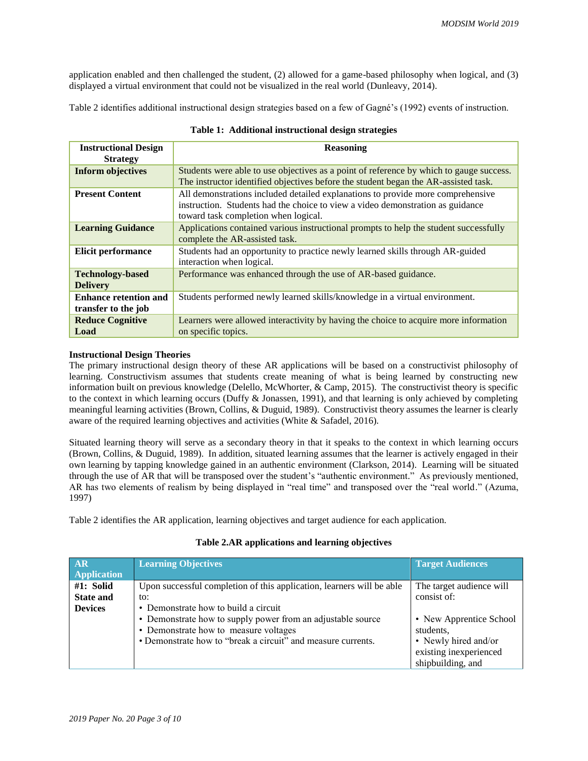application enabled and then challenged the student, (2) allowed for a game-based philosophy when logical, and (3) displayed a virtual environment that could not be visualized in the real world (Dunleavy, 2014).

Table 2 identifies additional instructional design strategies based on a few of Gagné's (1992) events of instruction.

**Table 1: Additional instructional design strategies**

| Instructional Design Strategy | Reasoning |
|---|---|
| **Inform objectives** | Students were able to use objectives as a point of reference by which to gauge success. The instructor identified objectives before the student began the AR-assisted task. |
| **Present Content** | All demonstrations included detailed explanations to provide more comprehensive instruction. Students had the choice to view a video demonstration as guidance toward task completion when logical. |
| **Learning Guidance** | Applications contained various instructional prompts to help the student successfully complete the AR-assisted task. |
| **Elicit performance** | Students had an opportunity to practice newly learned skills through AR-guided interaction when logical. |
| **Technology-based Delivery** | Performance was enhanced through the use of AR-based guidance. |
| **Enhance retention and transfer to the job** | Students performed newly learned skills/knowledge in a virtual environment. |
| **Reduce Cognitive Load** | Learners were allowed interactivity by having the choice to acquire more information on specific topics. |

**Instructional Design Theories**

The primary instructional design theory of these AR applications will be based on a constructivist philosophy of learning. Constructivism assumes that students create meaning of what is being learned by constructing new information built on previous knowledge (Delello, McWhorter, & Camp, 2015). The constructivist theory is specific to the context in which learning occurs (Duffy & Jonassen, 1991), and that learning is only achieved by completing meaningful learning activities (Brown, Collins, & Duguid, 1989). Constructivist theory assumes the learner is clearly aware of the required learning objectives and activities (White & Safadel, 2016).

Situated learning theory will serve as a secondary theory in that it speaks to the context in which learning occurs (Brown, Collins, & Duguid, 1989). In addition, situated learning assumes that the learner is actively engaged in their own learning by tapping knowledge gained in an authentic environment (Clarkson, 2014). Learning will be situated through the use of AR that will be transposed over the student's "authentic environment." As previously mentioned, AR has two elements of realism by being displayed in "real time" and transposed over the "real world." (Azuma, 1997)

Table 2 identifies the AR application, learning objectives and target audience for each application.

**Table 2.AR applications and learning objectives**

| AR Application | Learning Objectives | Target Audiences |
|---|---|---|
| **#1: Solid State and Devices** | Upon successful completion of this application, learners will be able to:<br>• Demonstrate how to build a circuit<br>• Demonstrate how to supply power from an adjustable source<br>• Demonstrate how to measure voltages<br>• Demonstrate how to "break a circuit" and measure currents. | The target audience will consist of:<br>• New Apprentice School students,<br>• Newly hired and/or existing inexperienced shipbuilding, and |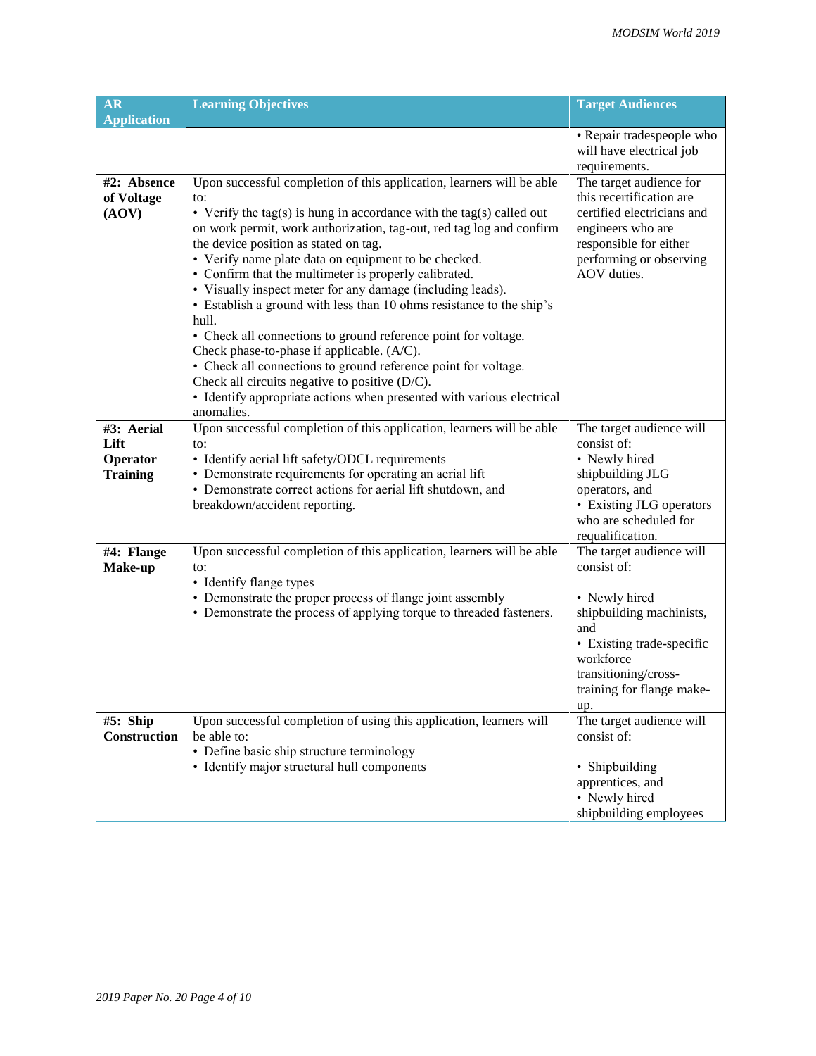| AR Application | Learning Objectives | Target Audiences |
|---|---|---|
| | | • Repair tradespeople who will have electrical job requirements. |
| **#2: Absence of Voltage (AOV)** | Upon successful completion of this application, learners will be able to: <br>• Verify the tag(s) is hung in accordance with the tag(s) called out on work permit, work authorization, tag-out, red tag log and confirm the device position as stated on tag. <br>• Verify name plate data on equipment to be checked. <br>• Confirm that the multimeter is properly calibrated. <br>• Visually inspect meter for any damage (including leads). <br>• Establish a ground with less than 10 ohms resistance to the ship's hull. <br>• Check all connections to ground reference point for voltage. Check phase-to-phase if applicable. (A/C). <br>• Check all connections to ground reference point for voltage. Check all circuits negative to positive (D/C). <br>• Identify appropriate actions when presented with various electrical anomalies. | The target audience for this recertification are certified electricians and engineers who are responsible for either performing or observing AOV duties. |
| **#3: Aerial Lift Operator Training** | Upon successful completion of this application, learners will be able to: <br>• Identify aerial lift safety/ODCL requirements <br>• Demonstrate requirements for operating an aerial lift <br>• Demonstrate correct actions for aerial lift shutdown, and breakdown/accident reporting. | The target audience will consist of: <br>• Newly hired shipbuilding JLG operators, and <br>• Existing JLG operators who are scheduled for requalification. |
| **#4: Flange Make-up** | Upon successful completion of this application, learners will be able to: <br>• Identify flange types <br>• Demonstrate the proper process of flange joint assembly <br>• Demonstrate the process of applying torque to threaded fasteners. | The target audience will consist of: <br><br>• Newly hired shipbuilding machinists, and <br>• Existing trade-specific workforce transitioning/cross-training for flange make-up. |
| **#5: Ship Construction** | Upon successful completion of using this application, learners will be able to: <br>• Define basic ship structure terminology <br>• Identify major structural hull components | The target audience will consist of: <br><br>• Shipbuilding apprentices, and <br>• Newly hired shipbuilding employees |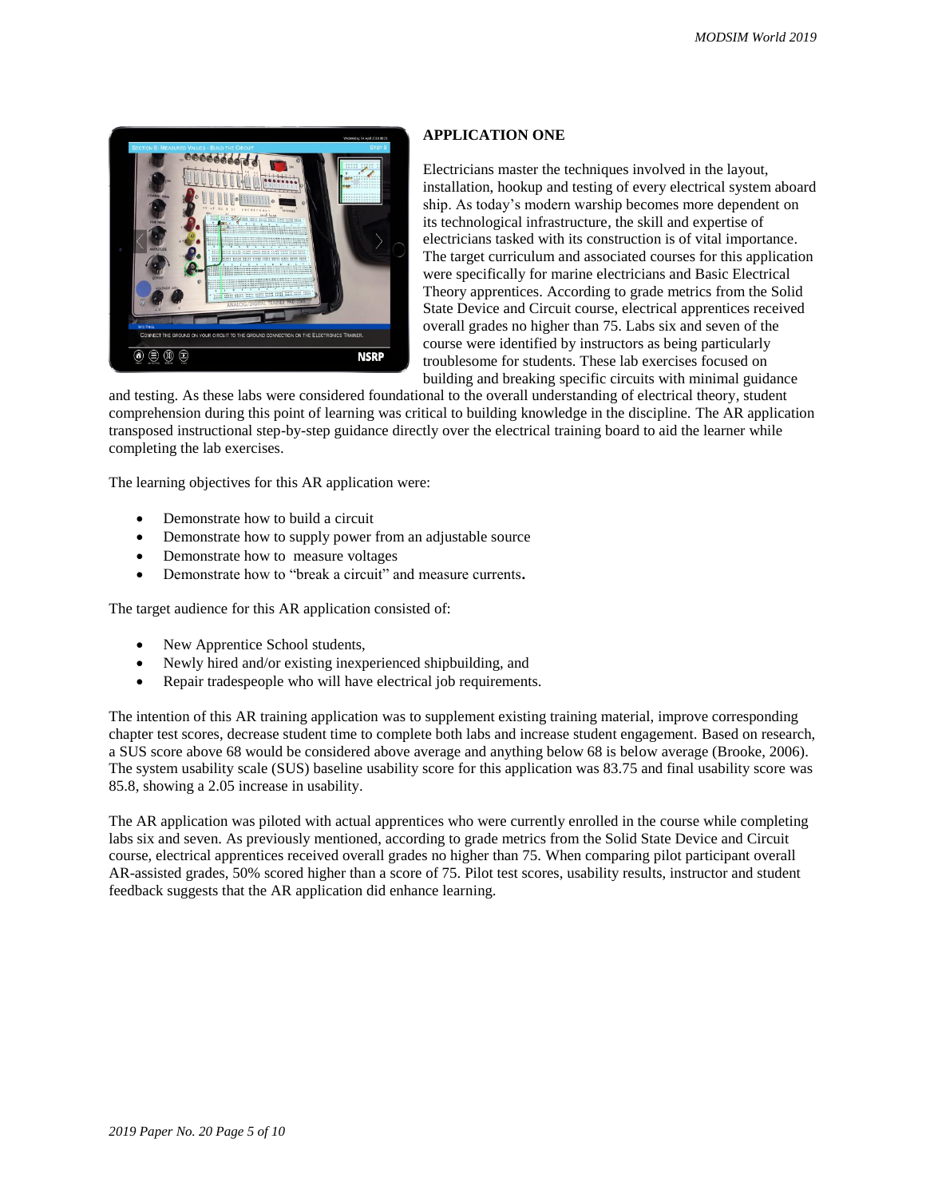## APPLICATION ONE

Electricians master the techniques involved in the layout, installation, hookup and testing of every electrical system aboard ship. As today's modern warship becomes more dependent on its technological infrastructure, the skill and expertise of electricians tasked with its construction is of vital importance. The target curriculum and associated courses for this application were specifically for marine electricians and Basic Electrical Theory apprentices. According to grade metrics from the Solid State Device and Circuit course, electrical apprentices received overall grades no higher than 75. Labs six and seven of the course were identified by instructors as being particularly troublesome for students. These lab exercises focused on building and breaking specific circuits with minimal guidance and testing. As these labs were considered foundational to the overall understanding of electrical theory, student comprehension during this point of learning was critical to building knowledge in the discipline. The AR application transposed instructional step-by-step guidance directly over the electrical training board to aid the learner while completing the lab exercises.

The learning objectives for this AR application were:

- Demonstrate how to build a circuit
- Demonstrate how to supply power from an adjustable source
- Demonstrate how to measure voltages
- Demonstrate how to "break a circuit" and measure currents**.**

The target audience for this AR application consisted of:

- New Apprentice School students,
- Newly hired and/or existing inexperienced shipbuilding, and
- Repair tradespeople who will have electrical job requirements.

The intention of this AR training application was to supplement existing training material, improve corresponding chapter test scores, decrease student time to complete both labs and increase student engagement. Based on research, a SUS score above 68 would be considered above average and anything below 68 is below average (Brooke, 2006). The system usability scale (SUS) baseline usability score for this application was 83.75 and final usability score was 85.8, showing a 2.05 increase in usability.

The AR application was piloted with actual apprentices who were currently enrolled in the course while completing labs six and seven. As previously mentioned, according to grade metrics from the Solid State Device and Circuit course, electrical apprentices received overall grades no higher than 75. When comparing pilot participant overall AR-assisted grades, 50% scored higher than a score of 75. Pilot test scores, usability results, instructor and student feedback suggests that the AR application did enhance learning.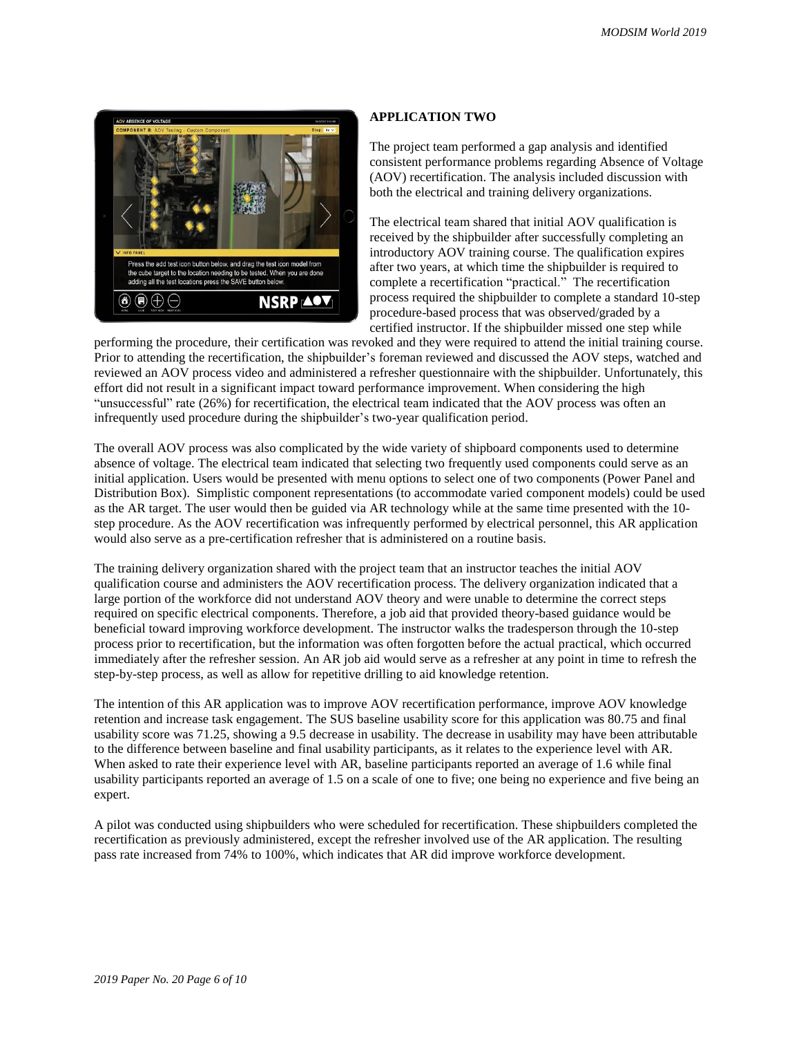## APPLICATION TWO

The project team performed a gap analysis and identified consistent performance problems regarding Absence of Voltage (AOV) recertification. The analysis included discussion with both the electrical and training delivery organizations.

The electrical team shared that initial AOV qualification is received by the shipbuilder after successfully completing an introductory AOV training course. The qualification expires after two years, at which time the shipbuilder is required to complete a recertification "practical." The recertification process required the shipbuilder to complete a standard 10-step procedure-based process that was observed/graded by a certified instructor. If the shipbuilder missed one step while performing the procedure, their certification was revoked and they were required to attend the initial training course. Prior to attending the recertification, the shipbuilder's foreman reviewed and discussed the AOV steps, watched and reviewed an AOV process video and administered a refresher questionnaire with the shipbuilder. Unfortunately, this effort did not result in a significant impact toward performance improvement. When considering the high "unsuccessful" rate (26%) for recertification, the electrical team indicated that the AOV process was often an infrequently used procedure during the shipbuilder's two-year qualification period.

The overall AOV process was also complicated by the wide variety of shipboard components used to determine absence of voltage. The electrical team indicated that selecting two frequently used components could serve as an initial application. Users would be presented with menu options to select one of two components (Power Panel and Distribution Box). Simplistic component representations (to accommodate varied component models) could be used as the AR target. The user would then be guided via AR technology while at the same time presented with the 10-step procedure. As the AOV recertification was infrequently performed by electrical personnel, this AR application would also serve as a pre-certification refresher that is administered on a routine basis.

The training delivery organization shared with the project team that an instructor teaches the initial AOV qualification course and administers the AOV recertification process. The delivery organization indicated that a large portion of the workforce did not understand AOV theory and were unable to determine the correct steps required on specific electrical components. Therefore, a job aid that provided theory-based guidance would be beneficial toward improving workforce development. The instructor walks the tradesperson through the 10-step process prior to recertification, but the information was often forgotten before the actual practical, which occurred immediately after the refresher session. An AR job aid would serve as a refresher at any point in time to refresh the step-by-step process, as well as allow for repetitive drilling to aid knowledge retention.

The intention of this AR application was to improve AOV recertification performance, improve AOV knowledge retention and increase task engagement. The SUS baseline usability score for this application was 80.75 and final usability score was 71.25, showing a 9.5 decrease in usability. The decrease in usability may have been attributable to the difference between baseline and final usability participants, as it relates to the experience level with AR. When asked to rate their experience level with AR, baseline participants reported an average of 1.6 while final usability participants reported an average of 1.5 on a scale of one to five; one being no experience and five being an expert.

A pilot was conducted using shipbuilders who were scheduled for recertification. These shipbuilders completed the recertification as previously administered, except the refresher involved use of the AR application. The resulting pass rate increased from 74% to 100%, which indicates that AR did improve workforce development.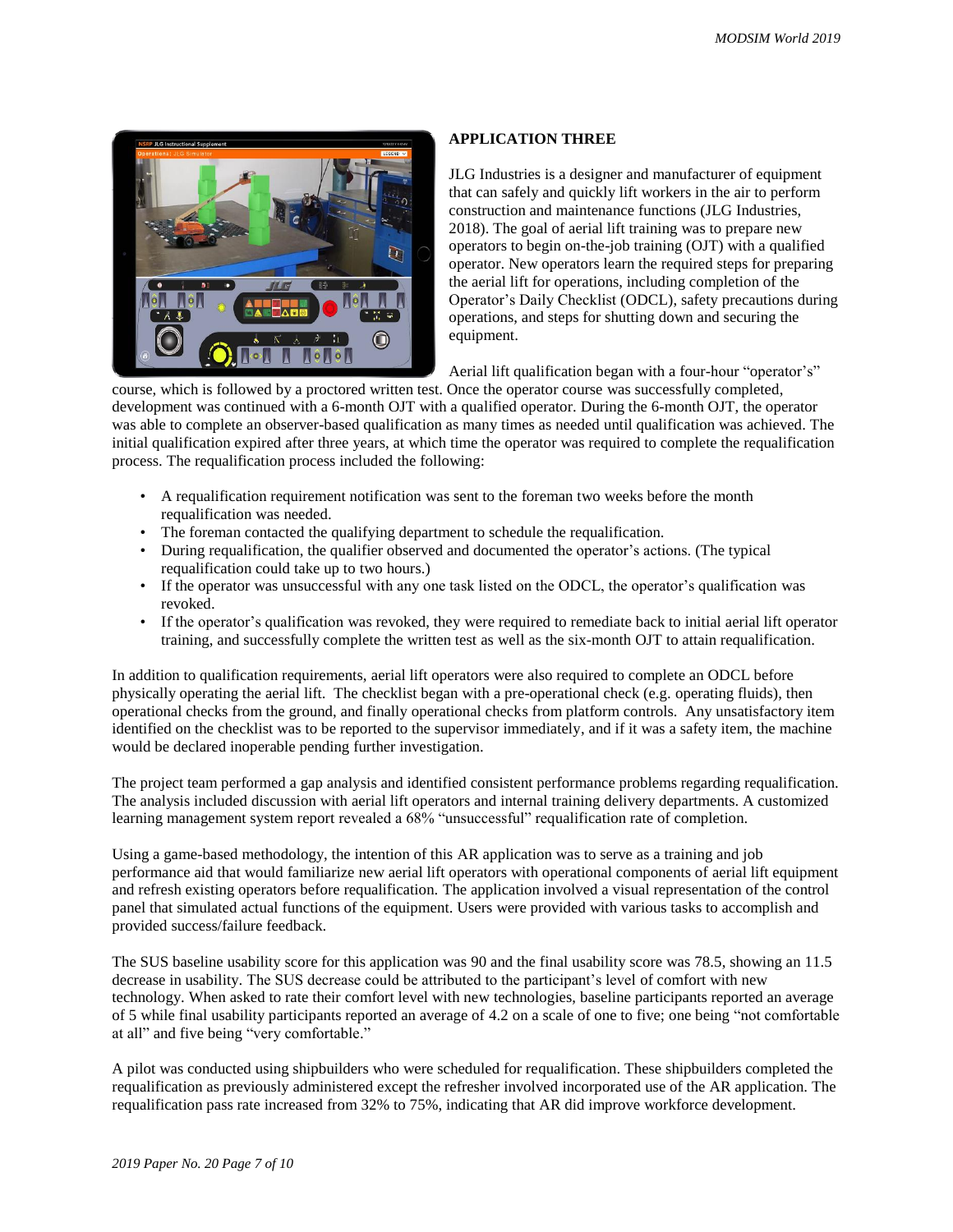## APPLICATION THREE

JLG Industries is a designer and manufacturer of equipment that can safely and quickly lift workers in the air to perform construction and maintenance functions (JLG Industries, 2018). The goal of aerial lift training was to prepare new operators to begin on-the-job training (OJT) with a qualified operator. New operators learn the required steps for preparing the aerial lift for operations, including completion of the Operator's Daily Checklist (ODCL), safety precautions during operations, and steps for shutting down and securing the equipment.

Aerial lift qualification began with a four-hour "operator's" course, which is followed by a proctored written test. Once the operator course was successfully completed, development was continued with a 6-month OJT with a qualified operator. During the 6-month OJT, the operator was able to complete an observer-based qualification as many times as needed until qualification was achieved. The initial qualification expired after three years, at which time the operator was required to complete the requalification process. The requalification process included the following:

- A requalification requirement notification was sent to the foreman two weeks before the month requalification was needed.
- The foreman contacted the qualifying department to schedule the requalification.
- During requalification, the qualifier observed and documented the operator's actions. (The typical requalification could take up to two hours.)
- If the operator was unsuccessful with any one task listed on the ODCL, the operator's qualification was revoked.
- If the operator's qualification was revoked, they were required to remediate back to initial aerial lift operator training, and successfully complete the written test as well as the six-month OJT to attain requalification.

In addition to qualification requirements, aerial lift operators were also required to complete an ODCL before physically operating the aerial lift. The checklist began with a pre-operational check (e.g. operating fluids), then operational checks from the ground, and finally operational checks from platform controls. Any unsatisfactory item identified on the checklist was to be reported to the supervisor immediately, and if it was a safety item, the machine would be declared inoperable pending further investigation.

The project team performed a gap analysis and identified consistent performance problems regarding requalification. The analysis included discussion with aerial lift operators and internal training delivery departments. A customized learning management system report revealed a 68% "unsuccessful" requalification rate of completion.

Using a game-based methodology, the intention of this AR application was to serve as a training and job performance aid that would familiarize new aerial lift operators with operational components of aerial lift equipment and refresh existing operators before requalification. The application involved a visual representation of the control panel that simulated actual functions of the equipment. Users were provided with various tasks to accomplish and provided success/failure feedback.

The SUS baseline usability score for this application was 90 and the final usability score was 78.5, showing an 11.5 decrease in usability. The SUS decrease could be attributed to the participant's level of comfort with new technology. When asked to rate their comfort level with new technologies, baseline participants reported an average of 5 while final usability participants reported an average of 4.2 on a scale of one to five; one being "not comfortable at all" and five being "very comfortable."

A pilot was conducted using shipbuilders who were scheduled for requalification. These shipbuilders completed the requalification as previously administered except the refresher involved incorporated use of the AR application. The requalification pass rate increased from 32% to 75%, indicating that AR did improve workforce development.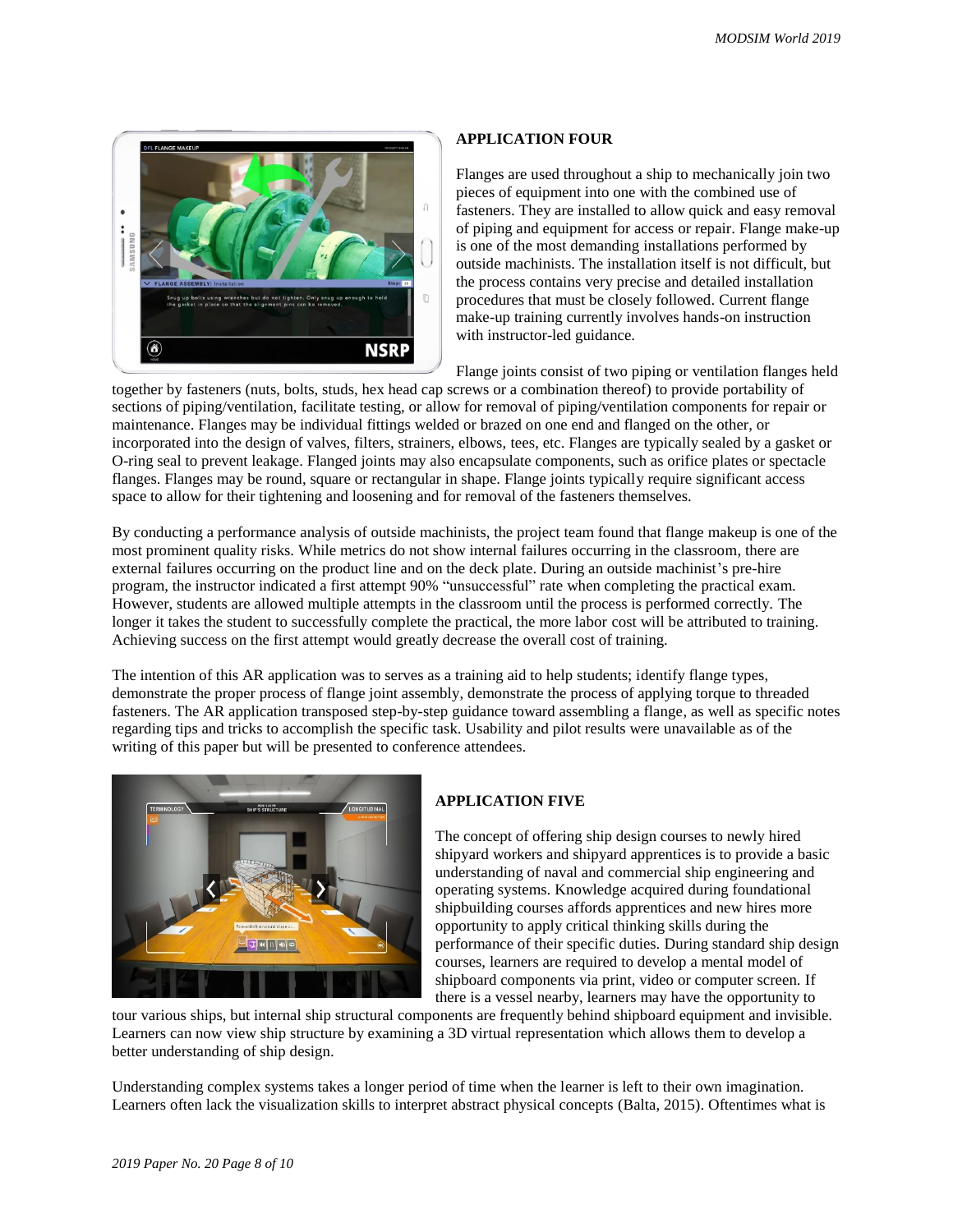## APPLICATION FOUR

Flanges are used throughout a ship to mechanically join two pieces of equipment into one with the combined use of fasteners. They are installed to allow quick and easy removal of piping and equipment for access or repair. Flange make-up is one of the most demanding installations performed by outside machinists. The installation itself is not difficult, but the process contains very precise and detailed installation procedures that must be closely followed. Current flange make-up training currently involves hands-on instruction with instructor-led guidance.

Flange joints consist of two piping or ventilation flanges held together by fasteners (nuts, bolts, studs, hex head cap screws or a combination thereof) to provide portability of sections of piping/ventilation, facilitate testing, or allow for removal of piping/ventilation components for repair or maintenance. Flanges may be individual fittings welded or brazed on one end and flanged on the other, or incorporated into the design of valves, filters, strainers, elbows, tees, etc. Flanges are typically sealed by a gasket or O-ring seal to prevent leakage. Flanged joints may also encapsulate components, such as orifice plates or spectacle flanges. Flanges may be round, square or rectangular in shape. Flange joints typically require significant access space to allow for their tightening and loosening and for removal of the fasteners themselves.

By conducting a performance analysis of outside machinists, the project team found that flange makeup is one of the most prominent quality risks. While metrics do not show internal failures occurring in the classroom, there are external failures occurring on the product line and on the deck plate. During an outside machinist's pre-hire program, the instructor indicated a first attempt 90% "unsuccessful" rate when completing the practical exam. However, students are allowed multiple attempts in the classroom until the process is performed correctly. The longer it takes the student to successfully complete the practical, the more labor cost will be attributed to training. Achieving success on the first attempt would greatly decrease the overall cost of training.

The intention of this AR application was to serves as a training aid to help students; identify flange types, demonstrate the proper process of flange joint assembly, demonstrate the process of applying torque to threaded fasteners. The AR application transposed step-by-step guidance toward assembling a flange, as well as specific notes regarding tips and tricks to accomplish the specific task. Usability and pilot results were unavailable as of the writing of this paper but will be presented to conference attendees.

## APPLICATION FIVE

The concept of offering ship design courses to newly hired shipyard workers and shipyard apprentices is to provide a basic understanding of naval and commercial ship engineering and operating systems. Knowledge acquired during foundational shipbuilding courses affords apprentices and new hires more opportunity to apply critical thinking skills during the performance of their specific duties. During standard ship design courses, learners are required to develop a mental model of shipboard components via print, video or computer screen. If there is a vessel nearby, learners may have the opportunity to tour various ships, but internal ship structural components are frequently behind shipboard equipment and invisible. Learners can now view ship structure by examining a 3D virtual representation which allows them to develop a better understanding of ship design.

Understanding complex systems takes a longer period of time when the learner is left to their own imagination. Learners often lack the visualization skills to interpret abstract physical concepts (Balta, 2015). Oftentimes what is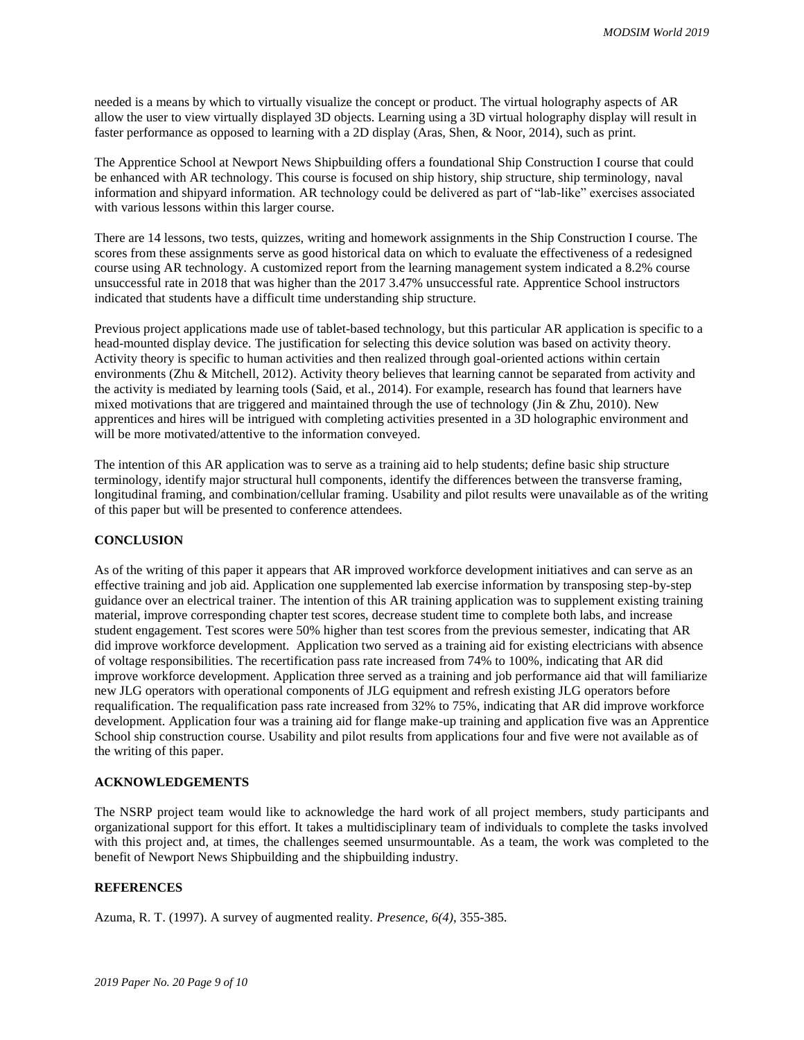needed is a means by which to virtually visualize the concept or product. The virtual holography aspects of AR allow the user to view virtually displayed 3D objects. Learning using a 3D virtual holography display will result in faster performance as opposed to learning with a 2D display (Aras, Shen, & Noor, 2014), such as print.

The Apprentice School at Newport News Shipbuilding offers a foundational Ship Construction I course that could be enhanced with AR technology. This course is focused on ship history, ship structure, ship terminology, naval information and shipyard information. AR technology could be delivered as part of "lab-like" exercises associated with various lessons within this larger course.

There are 14 lessons, two tests, quizzes, writing and homework assignments in the Ship Construction I course. The scores from these assignments serve as good historical data on which to evaluate the effectiveness of a redesigned course using AR technology. A customized report from the learning management system indicated a 8.2% course unsuccessful rate in 2018 that was higher than the 2017 3.47% unsuccessful rate. Apprentice School instructors indicated that students have a difficult time understanding ship structure.

Previous project applications made use of tablet-based technology, but this particular AR application is specific to a head-mounted display device. The justification for selecting this device solution was based on activity theory. Activity theory is specific to human activities and then realized through goal-oriented actions within certain environments (Zhu & Mitchell, 2012). Activity theory believes that learning cannot be separated from activity and the activity is mediated by learning tools (Said, et al., 2014). For example, research has found that learners have mixed motivations that are triggered and maintained through the use of technology (Jin & Zhu, 2010). New apprentices and hires will be intrigued with completing activities presented in a 3D holographic environment and will be more motivated/attentive to the information conveyed.

The intention of this AR application was to serve as a training aid to help students; define basic ship structure terminology, identify major structural hull components, identify the differences between the transverse framing, longitudinal framing, and combination/cellular framing. Usability and pilot results were unavailable as of the writing of this paper but will be presented to conference attendees.

## CONCLUSION

As of the writing of this paper it appears that AR improved workforce development initiatives and can serve as an effective training and job aid. Application one supplemented lab exercise information by transposing step-by-step guidance over an electrical trainer. The intention of this AR training application was to supplement existing training material, improve corresponding chapter test scores, decrease student time to complete both labs, and increase student engagement. Test scores were 50% higher than test scores from the previous semester, indicating that AR did improve workforce development. Application two served as a training aid for existing electricians with absence of voltage responsibilities. The recertification pass rate increased from 74% to 100%, indicating that AR did improve workforce development. Application three served as a training and job performance aid that will familiarize new JLG operators with operational components of JLG equipment and refresh existing JLG operators before requalification. The requalification pass rate increased from 32% to 75%, indicating that AR did improve workforce development. Application four was a training aid for flange make-up training and application five was an Apprentice School ship construction course. Usability and pilot results from applications four and five were not available as of the writing of this paper.

## ACKNOWLEDGEMENTS

The NSRP project team would like to acknowledge the hard work of all project members, study participants and organizational support for this effort. It takes a multidisciplinary team of individuals to complete the tasks involved with this project and, at times, the challenges seemed unsurmountable. As a team, the work was completed to the benefit of Newport News Shipbuilding and the shipbuilding industry.

## REFERENCES

Azuma, R. T. (1997). A survey of augmented reality. *Presence, 6(4)*, 355-385.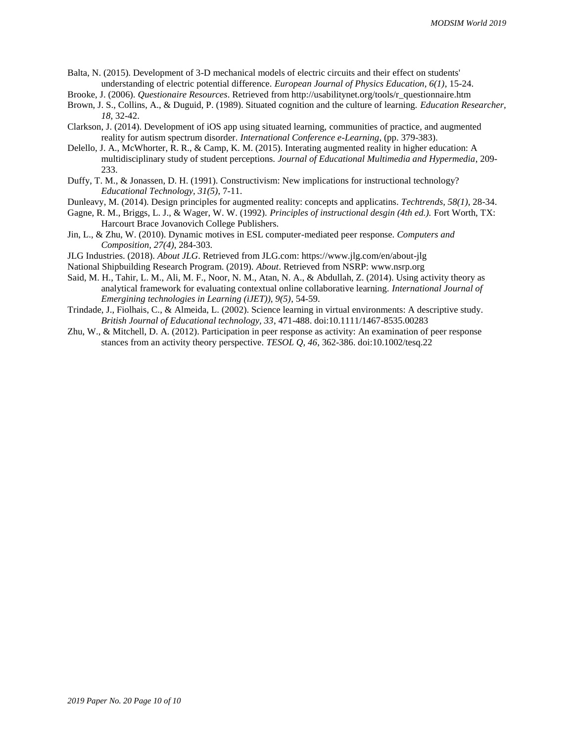Balta, N. (2015). Development of 3-D mechanical models of electric circuits and their effect on students' understanding of electric potential difference. *European Journal of Physics Education, 6(1)*, 15-24.

Brooke, J. (2006). *Questionaire Resources*. Retrieved from http://usabilitynet.org/tools/r_questionnaire.htm

Brown, J. S., Collins, A., & Duguid, P. (1989). Situated cognition and the culture of learning. *Education Researcher, 18*, 32-42.

Clarkson, J. (2014). Development of iOS app using situated learning, communities of practice, and augmented reality for autism spectrum disorder. *International Conference e-Learning*, (pp. 379-383).

Delello, J. A., McWhorter, R. R., & Camp, K. M. (2015). Interating augmented reality in higher education: A multidisciplinary study of student perceptions. *Journal of Educational Multimedia and Hypermedia*, 209-233.

Duffy, T. M., & Jonassen, D. H. (1991). Constructivism: New implications for instructional technology? *Educational Technology, 31(5)*, 7-11.

Dunleavy, M. (2014). Design principles for augmented reality: concepts and applicatins. *Techtrends, 58(1)*, 28-34.

Gagne, R. M., Briggs, L. J., & Wager, W. W. (1992). *Principles of instructional desgin (4th ed.).* Fort Worth, TX: Harcourt Brace Jovanovich College Publishers.

Jin, L., & Zhu, W. (2010). Dynamic motives in ESL computer-mediated peer response. *Computers and Composition, 27(4)*, 284-303.

JLG Industries. (2018). *About JLG*. Retrieved from JLG.com: https://www.jlg.com/en/about-jlg

National Shipbuilding Research Program. (2019). *About*. Retrieved from NSRP: www.nsrp.org

Said, M. H., Tahir, L. M., Ali, M. F., Noor, N. M., Atan, N. A., & Abdullah, Z. (2014). Using activity theory as analytical framework for evaluating contextual online collaborative learning. *International Journal of Emergining technologies in Learning (iJET)), 9(5)*, 54-59.

Trindade, J., Fiolhais, C., & Almeida, L. (2002). Science learning in virtual environments: A descriptive study. *British Journal of Educational technology, 33*, 471-488. doi:10.1111/1467-8535.00283

Zhu, W., & Mitchell, D. A. (2012). Participation in peer response as activity: An examination of peer response stances from an activity theory perspective. *TESOL Q, 46*, 362-386. doi:10.1002/tesq.22